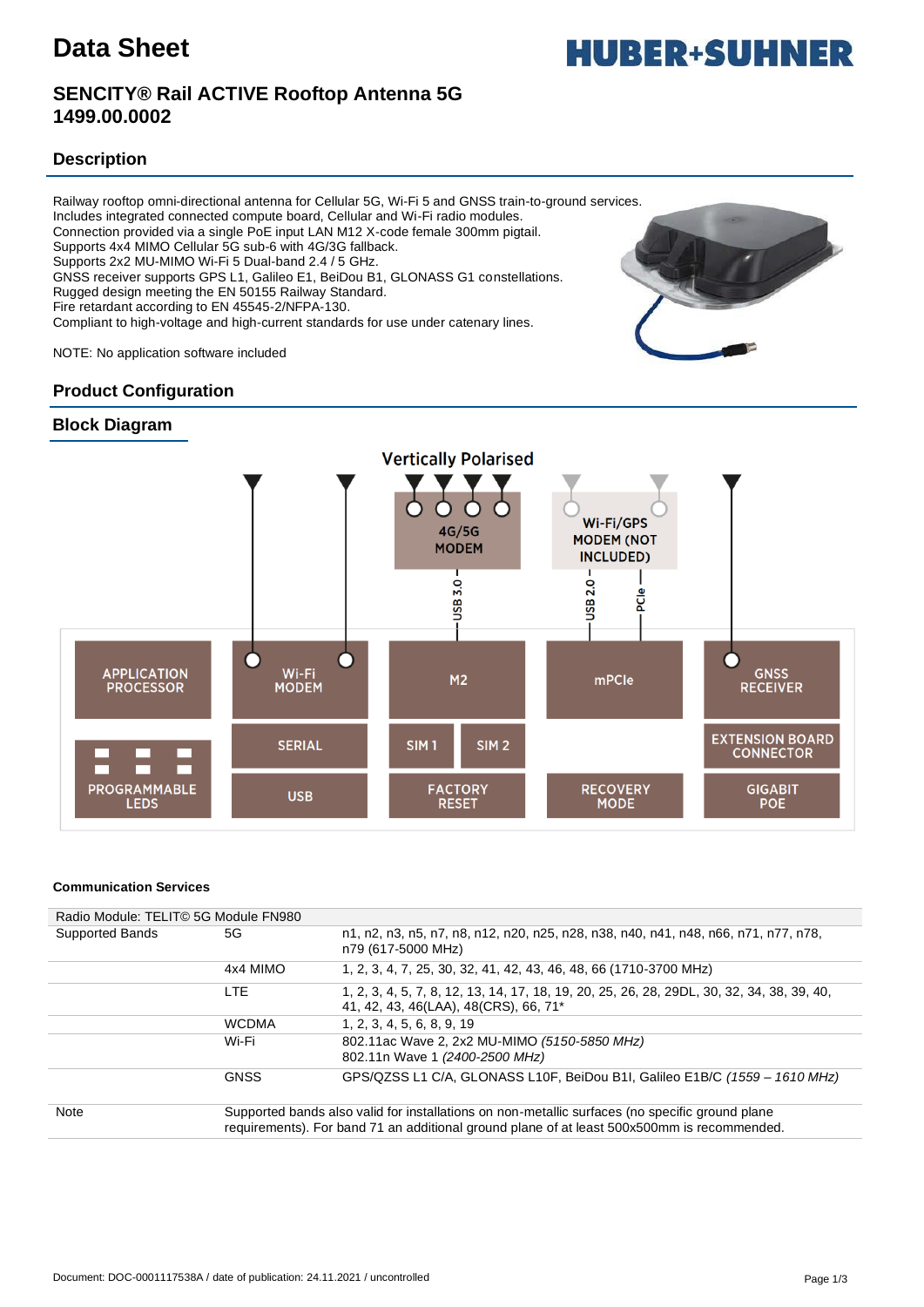# Data Sheet

## SENCITY® Rail ACTIVE Rooftop Antenna 5G 1499.00.0002

### Description

Railway rooftop omni-directional antenna for Cellular 5G, Wi-Fi 5 and GNSS train-to-ground services.
Includes integrated connected compute board, Cellular and Wi-Fi radio modules.
Connection provided via a single PoE input LAN M12 X-code female 300mm pigtail.
Supports 4x4 MIMO Cellular 5G sub-6 with 4G/3G fallback.
Supports 2x2 MU-MIMO Wi-Fi 5 Dual-band 2.4 / 5 GHz.
GNSS receiver supports GPS L1, Galileo E1, BeiDou B1, GLONASS G1 constellations.
Rugged design meeting the EN 50155 Railway Standard.
Fire retardant according to EN 45545-2/NFPA-130.
Compliant to high-voltage and high-current standards for use under catenary lines.

NOTE: No application software included

### Product Configuration

### Block Diagram

Vertically Polarised

APPLICATION PROCESSOR | Wi-Fi MODEM | 4G/5G MODEM | USB 3.0 | M2 | Wi-Fi/GPS MODEM (NOT INCLUDED) | USB 2.0 | PCIe | mPCIe | GNSS RECEIVER | PROGRAMMABLE LEDS | SERIAL | USB | SIM 1 | SIM 2 | FACTORY RESET | RECOVERY MODE | EXTENSION BOARD CONNECTOR | GIGABIT POE

**Communication Services**

| Radio Module: TELIT© 5G Module FN980 | | |
|---|---|---|
| Supported Bands | 5G | n1, n2, n3, n5, n7, n8, n12, n20, n25, n28, n38, n40, n41, n48, n66, n71, n77, n78, n79 (617-5000 MHz) |
| | 4x4 MIMO | 1, 2, 3, 4, 7, 25, 30, 32, 41, 42, 43, 46, 48, 66 (1710-3700 MHz) |
| | LTE | 1, 2, 3, 4, 5, 7, 8, 12, 13, 14, 17, 18, 19, 20, 25, 26, 28, 29DL, 30, 32, 34, 38, 39, 40, 41, 42, 43, 46(LAA), 48(CRS), 66, 71* |
| | WCDMA | 1, 2, 3, 4, 5, 6, 8, 9, 19 |
| | Wi-Fi | 802.11ac Wave 2, 2x2 MU-MIMO *(5150-5850 MHz)*<br>802.11n Wave 1 *(2400-2500 MHz)* |
| | GNSS | GPS/QZSS L1 C/A, GLONASS L10F, BeiDou B1I, Galileo E1B/C *(1559 – 1610 MHz)* |
| Note | Supported bands also valid for installations on non-metallic surfaces (no specific ground plane requirements). For band 71 an additional ground plane of at least 500x500mm is recommended. | |

Document: DOC-0001117538A / date of publication: 24.11.2021 / uncontrolled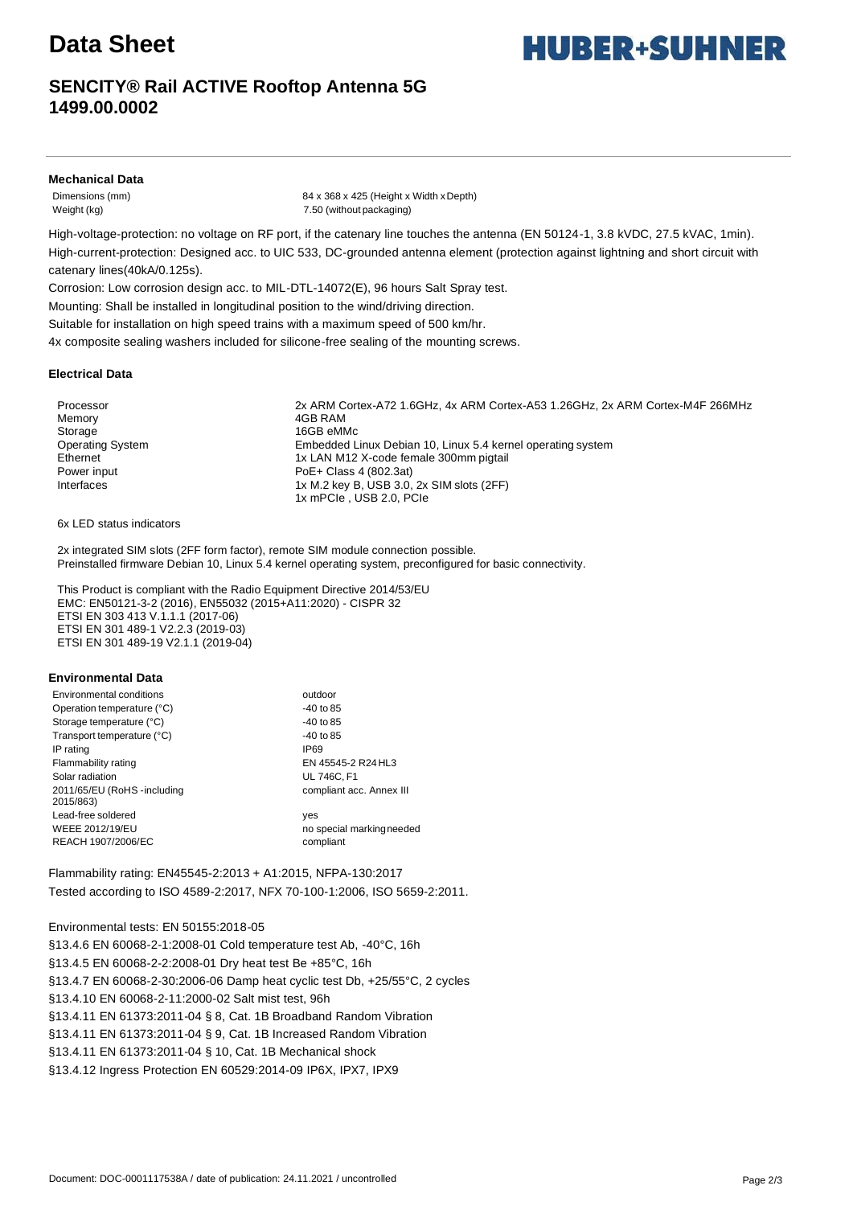# Data Sheet

## SENCITY® Rail ACTIVE Rooftop Antenna 5G
## 1499.00.0002

### Mechanical Data

| | |
|---|---|
| Dimensions (mm) | 84 x 368 x 425 (Height x Width x Depth) |
| Weight (kg) | 7.50 (without packaging) |

High-voltage-protection: no voltage on RF port, if the catenary line touches the antenna (EN 50124-1, 3.8 kVDC, 27.5 kVAC, 1min).

High-current-protection: Designed acc. to UIC 533, DC-grounded antenna element (protection against lightning and short circuit with catenary lines(40kA/0.125s).

Corrosion: Low corrosion design acc. to MIL-DTL-14072(E), 96 hours Salt Spray test.

Mounting: Shall be installed in longitudinal position to the wind/driving direction.

Suitable for installation on high speed trains with a maximum speed of 500 km/hr.

4x composite sealing washers included for silicone-free sealing of the mounting screws.

### Electrical Data

| | |
|---|---|
| Processor | 2x ARM Cortex-A72 1.6GHz, 4x ARM Cortex-A53 1.26GHz, 2x ARM Cortex-M4F 266MHz |
| Memory | 4GB RAM |
| Storage | 16GB eMMc |
| Operating System | Embedded Linux Debian 10, Linux 5.4 kernel operating system |
| Ethernet | 1x LAN M12 X-code female 300mm pigtail |
| Power input | PoE+ Class 4 (802.3at) |
| Interfaces | 1x M.2 key B, USB 3.0, 2x SIM slots (2FF)<br>1x mPCIe , USB 2.0, PCIe |

6x LED status indicators

2x integrated SIM slots (2FF form factor), remote SIM module connection possible.
Preinstalled firmware Debian 10, Linux 5.4 kernel operating system, preconfigured for basic connectivity.

This Product is compliant with the Radio Equipment Directive 2014/53/EU
EMC: EN50121-3-2 (2016), EN55032 (2015+A11:2020) - CISPR 32
ETSI EN 303 413 V.1.1.1 (2017-06)
ETSI EN 301 489-1 V2.2.3 (2019-03)
ETSI EN 301 489-19 V2.1.1 (2019-04)

### Environmental Data

| | |
|---|---|
| Environmental conditions | outdoor |
| Operation temperature (°C) | -40 to 85 |
| Storage temperature (°C) | -40 to 85 |
| Transport temperature (°C) | -40 to 85 |
| IP rating | IP69 |
| Flammability rating | EN 45545-2 R24 HL3 |
| Solar radiation | UL 746C, F1 |
| 2011/65/EU (RoHS -including 2015/863) | compliant acc. Annex III |
| Lead-free soldered | yes |
| WEEE 2012/19/EU | no special marking needed |
| REACH 1907/2006/EC | compliant |

Flammability rating: EN45545-2:2013 + A1:2015, NFPA-130:2017
Tested according to ISO 4589-2:2017, NFX 70-100-1:2006, ISO 5659-2:2011.

Environmental tests: EN 50155:2018-05
§13.4.6 EN 60068-2-1:2008-01 Cold temperature test Ab, -40°C, 16h
§13.4.5 EN 60068-2-2:2008-01 Dry heat test Be +85°C, 16h
§13.4.7 EN 60068-2-30:2006-06 Damp heat cyclic test Db, +25/55°C, 2 cycles
§13.4.10 EN 60068-2-11:2000-02 Salt mist test, 96h
§13.4.11 EN 61373:2011-04 § 8, Cat. 1B Broadband Random Vibration
§13.4.11 EN 61373:2011-04 § 9, Cat. 1B Increased Random Vibration
§13.4.11 EN 61373:2011-04 § 10, Cat. 1B Mechanical shock
§13.4.12 Ingress Protection EN 60529:2014-09 IP6X, IPX7, IPX9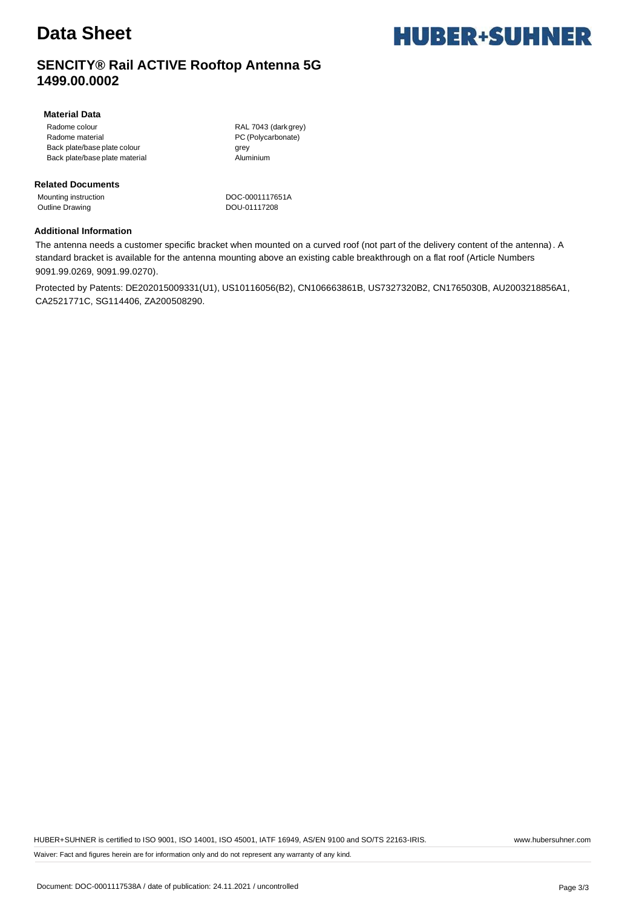# Data Sheet

## SENCITY® Rail ACTIVE Rooftop Antenna 5G 1499.00.0002

### Material Data

| | |
|---|---|
| Radome colour | RAL 7043 (dark grey) |
| Radome material | PC (Polycarbonate) |
| Back plate/base plate colour | grey |
| Back plate/base plate material | Aluminium |

### Related Documents

| | |
|---|---|
| Mounting instruction | DOC-0001117651A |
| Outline Drawing | DOU-01117208 |

### Additional Information

The antenna needs a customer specific bracket when mounted on a curved roof (not part of the delivery content of the antenna). A standard bracket is available for the antenna mounting above an existing cable breakthrough on a flat roof (Article Numbers 9091.99.0269, 9091.99.0270).

Protected by Patents: DE202015009331(U1), US10116056(B2), CN106663861B, US7327320B2, CN1765030B, AU2003218856A1, CA2521771C, SG114406, ZA200508290.

HUBER+SUHNER is certified to ISO 9001, ISO 14001, ISO 45001, IATF 16949, AS/EN 9100 and SO/TS 22163-IRIS. www.hubersuhner.com

Waiver: Fact and figures herein are for information only and do not represent any warranty of any kind.

Document: DOC-0001117538A / date of publication: 24.11.2021 / uncontrolled